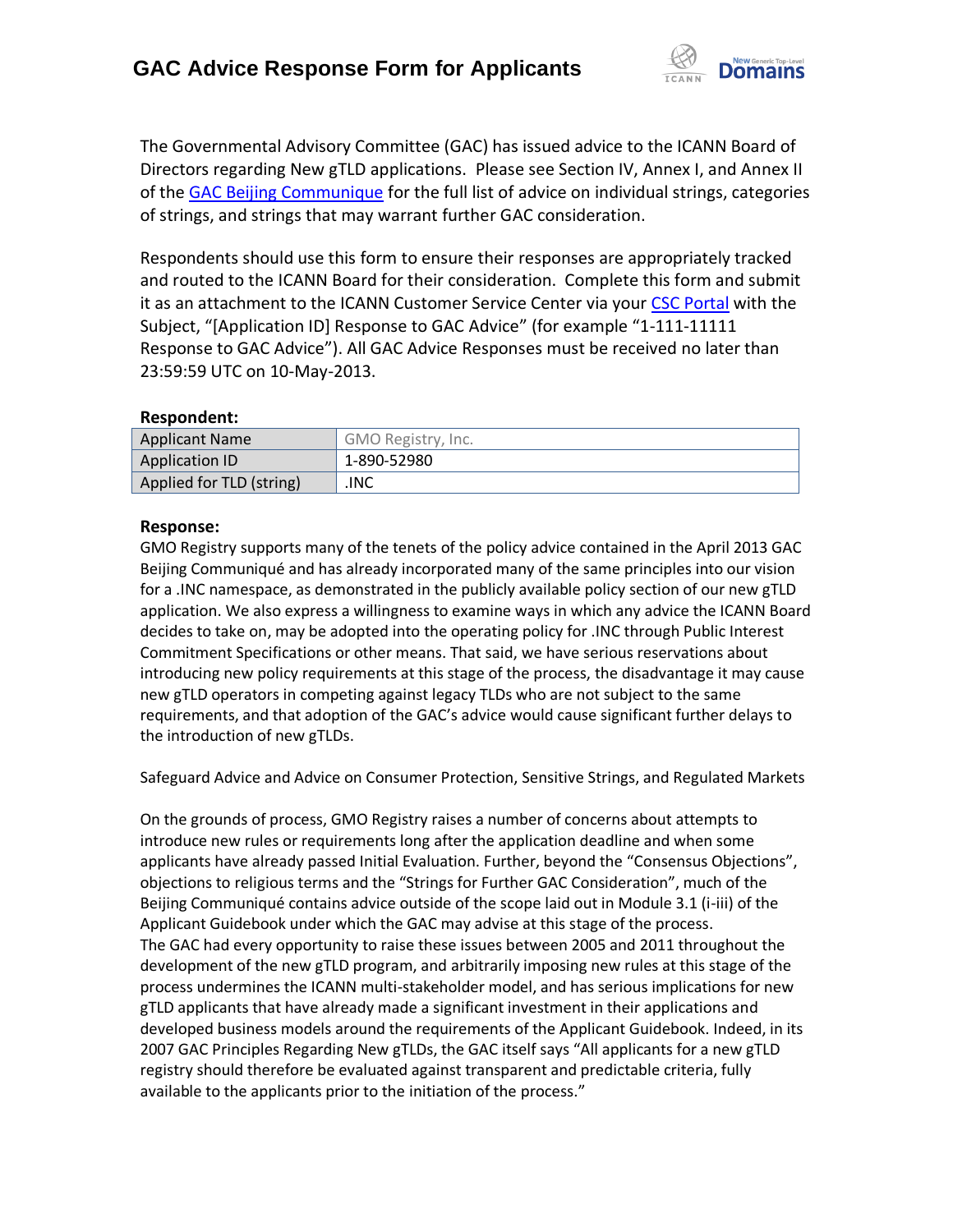# GAC Advice Response Form for Applicants

The Governmental Advisory Committee (GAC) has issued advice to the ICANN Board of Directors regarding New gTLD applications. Please see Section IV, Annex I, and Annex II of the GAC Beijing Communique for the full list of advice on individual strings, categories of strings, and strings that may warrant further GAC consideration.

Respondents should use this form to ensure their responses are appropriately tracked and routed to the ICANN Board for their consideration. Complete this form and submit it as an attachment to the ICANN Customer Service Center via your CSC Portal with the Subject, "[Application ID] Response to GAC Advice" (for example "1-111-11111 Response to GAC Advice"). All GAC Advice Responses must be received no later than 23:59:59 UTC on 10-May-2013.

**Respondent:**

| | |
|---|---|
| Applicant Name | GMO Registry, Inc. |
| Application ID | 1-890-52980 |
| Applied for TLD (string) | .INC |

**Response:**

GMO Registry supports many of the tenets of the policy advice contained in the April 2013 GAC Beijing Communiqué and has already incorporated many of the same principles into our vision for a .INC namespace, as demonstrated in the publicly available policy section of our new gTLD application. We also express a willingness to examine ways in which any advice the ICANN Board decides to take on, may be adopted into the operating policy for .INC through Public Interest Commitment Specifications or other means. That said, we have serious reservations about introducing new policy requirements at this stage of the process, the disadvantage it may cause new gTLD operators in competing against legacy TLDs who are not subject to the same requirements, and that adoption of the GAC's advice would cause significant further delays to the introduction of new gTLDs.

Safeguard Advice and Advice on Consumer Protection, Sensitive Strings, and Regulated Markets

On the grounds of process, GMO Registry raises a number of concerns about attempts to introduce new rules or requirements long after the application deadline and when some applicants have already passed Initial Evaluation. Further, beyond the "Consensus Objections", objections to religious terms and the "Strings for Further GAC Consideration", much of the Beijing Communiqué contains advice outside of the scope laid out in Module 3.1 (i-iii) of the Applicant Guidebook under which the GAC may advise at this stage of the process.
The GAC had every opportunity to raise these issues between 2005 and 2011 throughout the development of the new gTLD program, and arbitrarily imposing new rules at this stage of the process undermines the ICANN multi-stakeholder model, and has serious implications for new gTLD applicants that have already made a significant investment in their applications and developed business models around the requirements of the Applicant Guidebook. Indeed, in its 2007 GAC Principles Regarding New gTLDs, the GAC itself says "All applicants for a new gTLD registry should therefore be evaluated against transparent and predictable criteria, fully available to the applicants prior to the initiation of the process."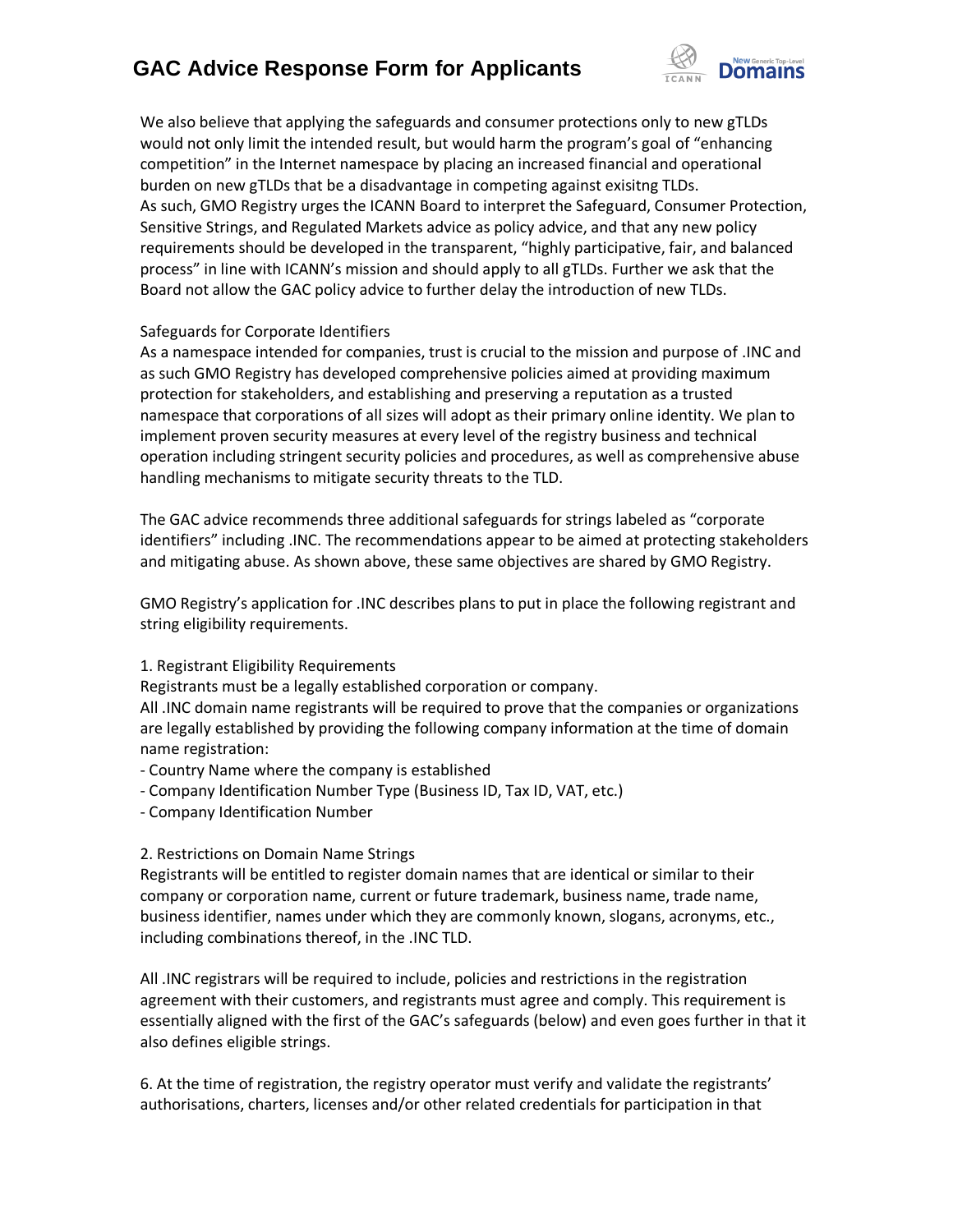We also believe that applying the safeguards and consumer protections only to new gTLDs would not only limit the intended result, but would harm the program's goal of "enhancing competition" in the Internet namespace by placing an increased financial and operational burden on new gTLDs that be a disadvantage in competing against exisitng TLDs.
As such, GMO Registry urges the ICANN Board to interpret the Safeguard, Consumer Protection, Sensitive Strings, and Regulated Markets advice as policy advice, and that any new policy requirements should be developed in the transparent, "highly participative, fair, and balanced process" in line with ICANN's mission and should apply to all gTLDs. Further we ask that the Board not allow the GAC policy advice to further delay the introduction of new TLDs.

Safeguards for Corporate Identifiers
As a namespace intended for companies, trust is crucial to the mission and purpose of .INC and as such GMO Registry has developed comprehensive policies aimed at providing maximum protection for stakeholders, and establishing and preserving a reputation as a trusted namespace that corporations of all sizes will adopt as their primary online identity. We plan to implement proven security measures at every level of the registry business and technical operation including stringent security policies and procedures, as well as comprehensive abuse handling mechanisms to mitigate security threats to the TLD.

The GAC advice recommends three additional safeguards for strings labeled as "corporate identifiers" including .INC. The recommendations appear to be aimed at protecting stakeholders and mitigating abuse. As shown above, these same objectives are shared by GMO Registry.

GMO Registry's application for .INC describes plans to put in place the following registrant and string eligibility requirements.

1. Registrant Eligibility Requirements
Registrants must be a legally established corporation or company.
All .INC domain name registrants will be required to prove that the companies or organizations are legally established by providing the following company information at the time of domain name registration:
- Country Name where the company is established
- Company Identification Number Type (Business ID, Tax ID, VAT, etc.)
- Company Identification Number

2. Restrictions on Domain Name Strings
Registrants will be entitled to register domain names that are identical or similar to their company or corporation name, current or future trademark, business name, trade name, business identifier, names under which they are commonly known, slogans, acronyms, etc., including combinations thereof, in the .INC TLD.

All .INC registrars will be required to include, policies and restrictions in the registration agreement with their customers, and registrants must agree and comply. This requirement is essentially aligned with the first of the GAC's safeguards (below) and even goes further in that it also defines eligible strings.

6. At the time of registration, the registry operator must verify and validate the registrants' authorisations, charters, licenses and/or other related credentials for participation in that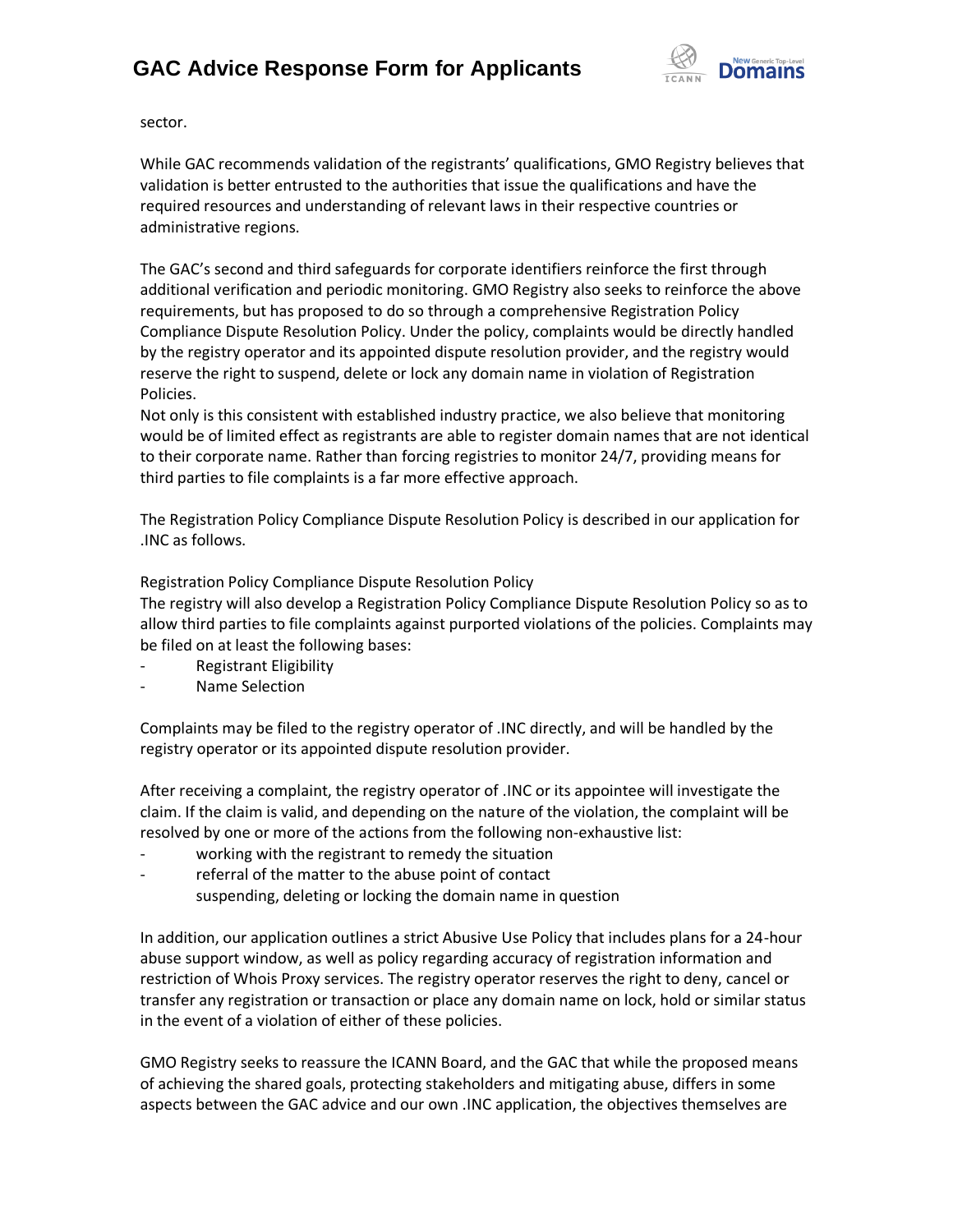sector.

While GAC recommends validation of the registrants' qualifications, GMO Registry believes that validation is better entrusted to the authorities that issue the qualifications and have the required resources and understanding of relevant laws in their respective countries or administrative regions.

The GAC's second and third safeguards for corporate identifiers reinforce the first through additional verification and periodic monitoring. GMO Registry also seeks to reinforce the above requirements, but has proposed to do so through a comprehensive Registration Policy Compliance Dispute Resolution Policy. Under the policy, complaints would be directly handled by the registry operator and its appointed dispute resolution provider, and the registry would reserve the right to suspend, delete or lock any domain name in violation of Registration Policies.
Not only is this consistent with established industry practice, we also believe that monitoring would be of limited effect as registrants are able to register domain names that are not identical to their corporate name. Rather than forcing registries to monitor 24/7, providing means for third parties to file complaints is a far more effective approach.

The Registration Policy Compliance Dispute Resolution Policy is described in our application for .INC as follows.

Registration Policy Compliance Dispute Resolution Policy
The registry will also develop a Registration Policy Compliance Dispute Resolution Policy so as to allow third parties to file complaints against purported violations of the policies. Complaints may be filed on at least the following bases:

- Registrant Eligibility
- Name Selection

Complaints may be filed to the registry operator of .INC directly, and will be handled by the registry operator or its appointed dispute resolution provider.

After receiving a complaint, the registry operator of .INC or its appointee will investigate the claim. If the claim is valid, and depending on the nature of the violation, the complaint will be resolved by one or more of the actions from the following non-exhaustive list:

- working with the registrant to remedy the situation
- referral of the matter to the abuse point of contact
- suspending, deleting or locking the domain name in question

In addition, our application outlines a strict Abusive Use Policy that includes plans for a 24-hour abuse support window, as well as policy regarding accuracy of registration information and restriction of Whois Proxy services. The registry operator reserves the right to deny, cancel or transfer any registration or transaction or place any domain name on lock, hold or similar status in the event of a violation of either of these policies.

GMO Registry seeks to reassure the ICANN Board, and the GAC that while the proposed means of achieving the shared goals, protecting stakeholders and mitigating abuse, differs in some aspects between the GAC advice and our own .INC application, the objectives themselves are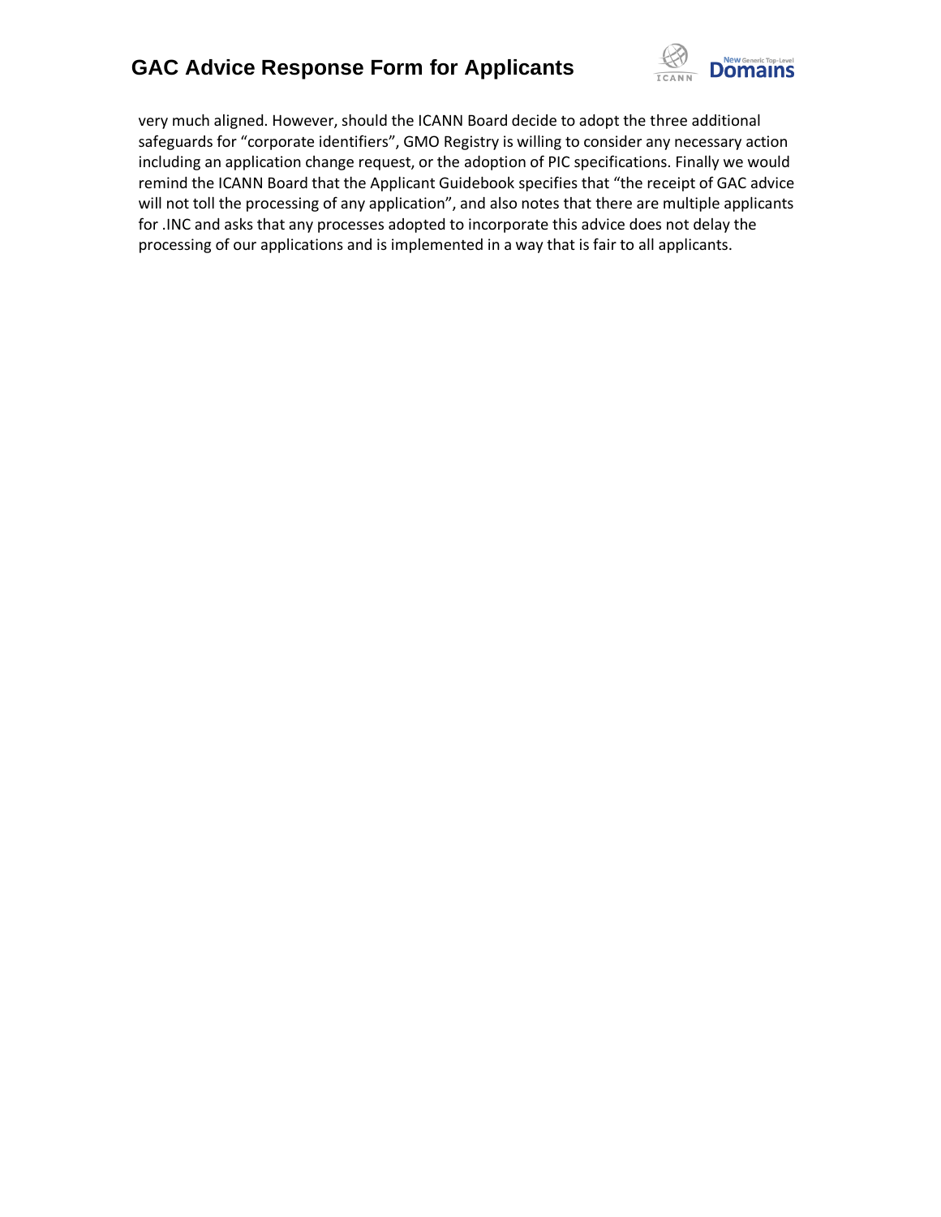very much aligned. However, should the ICANN Board decide to adopt the three additional safeguards for "corporate identifiers", GMO Registry is willing to consider any necessary action including an application change request, or the adoption of PIC specifications. Finally we would remind the ICANN Board that the Applicant Guidebook specifies that "the receipt of GAC advice will not toll the processing of any application", and also notes that there are multiple applicants for .INC and asks that any processes adopted to incorporate this advice does not delay the processing of our applications and is implemented in a way that is fair to all applicants.